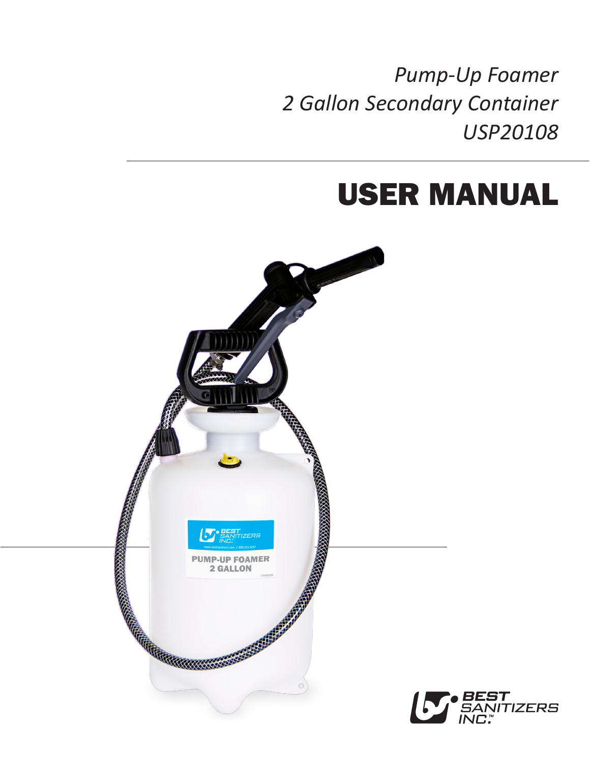*Pump-Up Foamer*
*2 Gallon Secondary Container*
*USP20108*

# USER MANUAL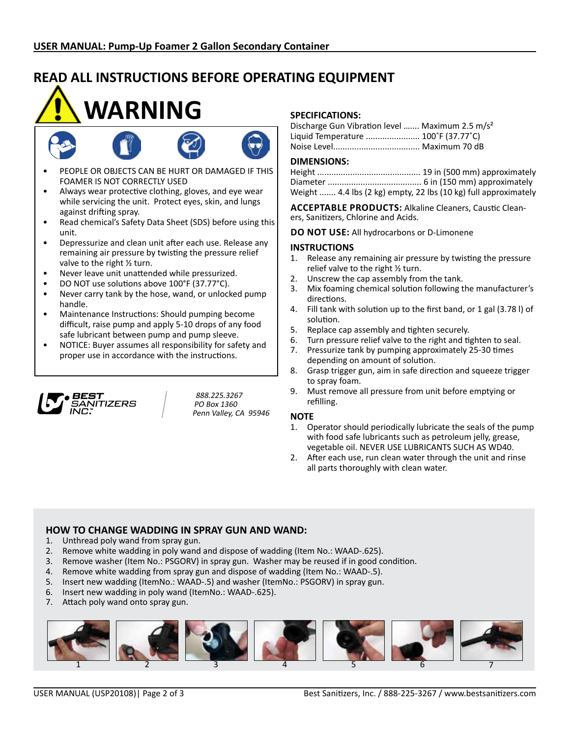**USER MANUAL: Pump-Up Foamer 2 Gallon Secondary Container**

## READ ALL INSTRUCTIONS BEFORE OPERATING EQUIPMENT

# WARNING

- PEOPLE OR OBJECTS CAN BE HURT OR DAMAGED IF THIS FOAMER IS NOT CORRECTLY USED
- Always wear protective clothing, gloves, and eye wear while servicing the unit. Protect eyes, skin, and lungs against drifting spray.
- Read chemical's Safety Data Sheet (SDS) before using this unit.
- Depressurize and clean unit after each use. Release any remaining air pressure by twisting the pressure relief valve to the right ½ turn.
- Never leave unit unattended while pressurized.
- DO NOT use solutions above 100°F (37.77°C).
- Never carry tank by the hose, wand, or unlocked pump handle.
- Maintenance Instructions: Should pumping become difficult, raise pump and apply 5-10 drops of any food safe lubricant between pump and pump sleeve.
- NOTICE: Buyer assumes all responsibility for safety and proper use in accordance with the instructions.

**BEST SANITIZERS INC.™**

*888.225.3267*
*PO Box 1360*
*Penn Valley, CA 95946*

### SPECIFICATIONS:

Discharge Gun Vibration level ....... Maximum 2.5 m/s²
Liquid Temperature ....................... 100˚F (37.77˚C)
Noise Level..................................... Maximum 70 dB

### DIMENSIONS:

Height ............................................ 19 in (500 mm) approximately
Diameter ........................................ 6 in (150 mm) approximately
Weight ....... 4.4 lbs (2 kg) empty, 22 lbs (10 kg) full approximately

**ACCEPTABLE PRODUCTS:** Alkaline Cleaners, Caustic Cleaners, Sanitizers, Chlorine and Acids.

**DO NOT USE:** All hydrocarbons or D-Limonene

### INSTRUCTIONS

1. Release any remaining air pressure by twisting the pressure relief valve to the right ½ turn.
2. Unscrew the cap assembly from the tank.
3. Mix foaming chemical solution following the manufacturer's directions.
4. Fill tank with solution up to the first band, or 1 gal (3.78 l) of solution.
5. Replace cap assembly and tighten securely.
6. Turn pressure relief valve to the right and tighten to seal.
7. Pressurize tank by pumping approximately 25-30 times depending on amount of solution.
8. Grasp trigger gun, aim in safe direction and squeeze trigger to spray foam.
9. Must remove all pressure from unit before emptying or refilling.

### NOTE

1. Operator should periodically lubricate the seals of the pump with food safe lubricants such as petroleum jelly, grease, vegetable oil. NEVER USE LUBRICANTS SUCH AS WD40.
2. After each use, run clean water through the unit and rinse all parts thoroughly with clean water.

### HOW TO CHANGE WADDING IN SPRAY GUN AND WAND:

1. Unthread poly wand from spray gun.
2. Remove white wadding in poly wand and dispose of wadding (Item No.: WAAD-.625).
3. Remove washer (Item No.: PSGORV) in spray gun. Washer may be reused if in good condition.
4. Remove white wadding from spray gun and dispose of wadding (Item No.: WAAD-.5).
5. Insert new wadding (ItemNo.: WAAD-.5) and washer (ItemNo.: PSGORV) in spray gun.
6. Insert new wadding in poly wand (ItemNo.: WAAD-.625).
7. Attach poly wand onto spray gun.

1 2 3 4 5 6 7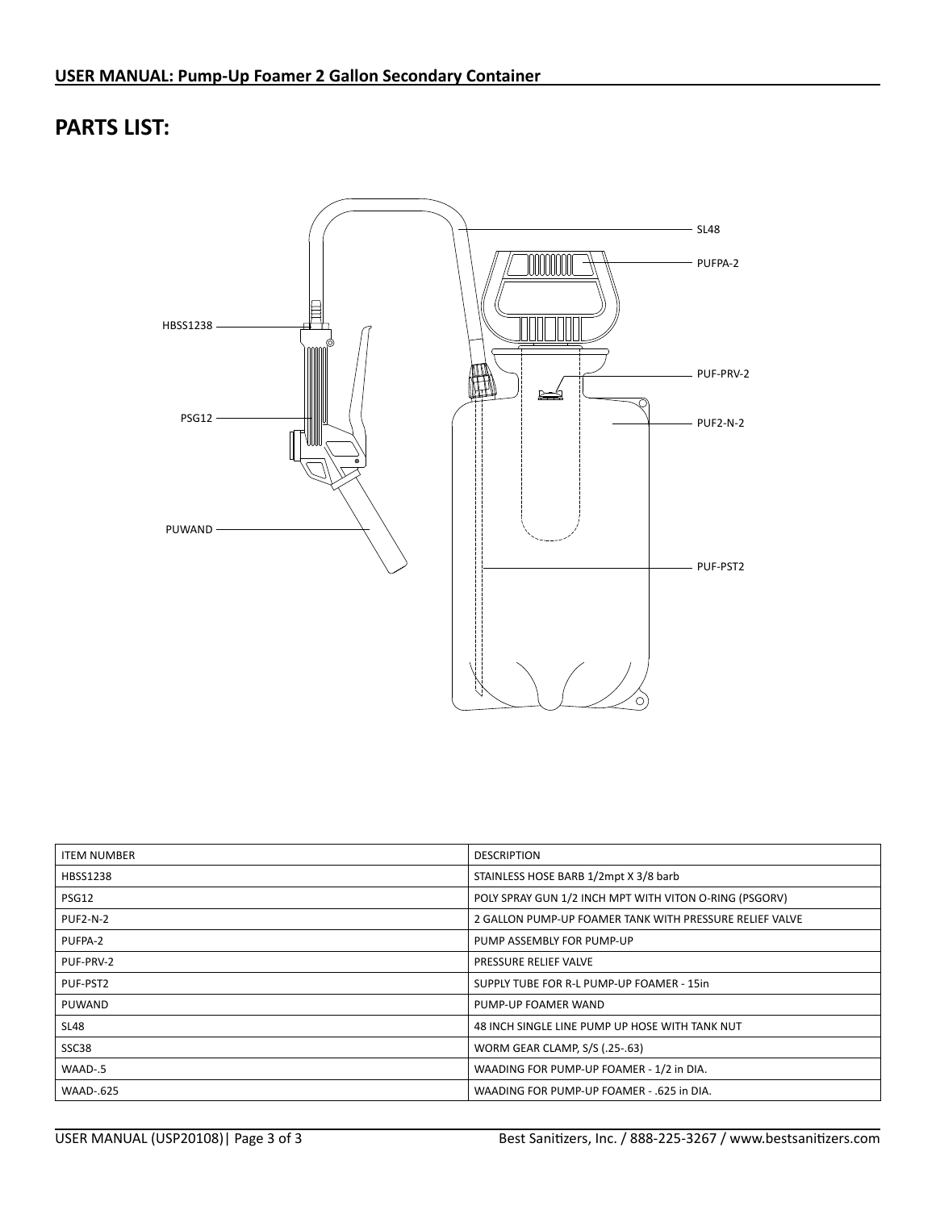## PARTS LIST:

SL48

PUFPA-2

HBSS1238

PUF-PRV-2

PSG12

PUF2-N-2

PUWAND

PUF-PST2

| ITEM NUMBER | DESCRIPTION |
| --- | --- |
| HBSS1238 | STAINLESS HOSE BARB 1/2mpt X 3/8 barb |
| PSG12 | POLY SPRAY GUN 1/2 INCH MPT WITH VITON O-RING (PSGORV) |
| PUF2-N-2 | 2 GALLON PUMP-UP FOAMER TANK WITH PRESSURE RELIEF VALVE |
| PUFPA-2 | PUMP ASSEMBLY FOR PUMP-UP |
| PUF-PRV-2 | PRESSURE RELIEF VALVE |
| PUF-PST2 | SUPPLY TUBE FOR R-L PUMP-UP FOAMER - 15in |
| PUWAND | PUMP-UP FOAMER WAND |
| SL48 | 48 INCH SINGLE LINE PUMP UP HOSE WITH TANK NUT |
| SSC38 | WORM GEAR CLAMP, S/S (.25-.63) |
| WAAD-.5 | WAADING FOR PUMP-UP FOAMER - 1/2 in DIA. |
| WAAD-.625 | WAADING FOR PUMP-UP FOAMER - .625 in DIA. |